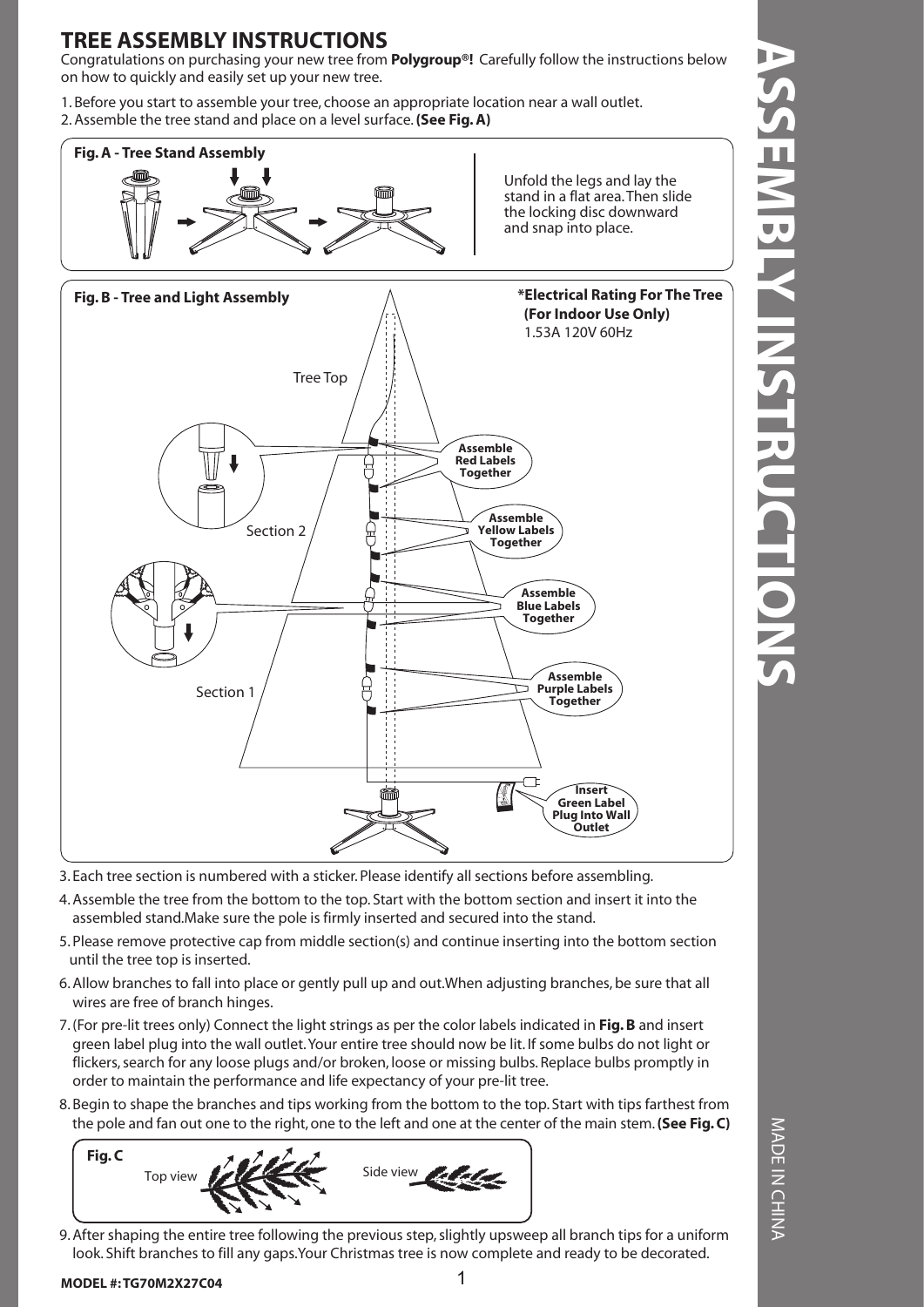# TREE ASSEMBLY INSTRUCTIONS

Congratulations on purchasing your new tree from **Polygroup®!** Carefully follow the instructions below on how to quickly and easily set up your new tree.

1. Before you start to assemble your tree, choose an appropriate location near a wall outlet.
2. Assemble the tree stand and place on a level surface. **(See Fig. A)**

**Fig. A - Tree Stand Assembly**

Unfold the legs and lay the stand in a flat area. Then slide the locking disc downward and snap into place.

**Fig. B - Tree and Light Assembly**

**\*Electrical Rating For The Tree (For Indoor Use Only)**
1.53A 120V 60Hz

Tree Top

Section 2

Section 1

**Assemble Red Labels Together**

**Assemble Yellow Labels Together**

**Assemble Blue Labels Together**

**Assemble Purple Labels Together**

**Insert Green Label Plug Into Wall Outlet**

3. Each tree section is numbered with a sticker. Please identify all sections before assembling.
4. Assemble the tree from the bottom to the top. Start with the bottom section and insert it into the assembled stand.Make sure the pole is firmly inserted and secured into the stand.
5. Please remove protective cap from middle section(s) and continue inserting into the bottom section until the tree top is inserted.
6. Allow branches to fall into place or gently pull up and out.When adjusting branches, be sure that all wires are free of branch hinges.
7. (For pre-lit trees only) Connect the light strings as per the color labels indicated in **Fig. B** and insert green label plug into the wall outlet. Your entire tree should now be lit. If some bulbs do not light or flickers, search for any loose plugs and/or broken, loose or missing bulbs. Replace bulbs promptly in order to maintain the performance and life expectancy of your pre-lit tree.
8. Begin to shape the branches and tips working from the bottom to the top. Start with tips farthest from the pole and fan out one to the right, one to the left and one at the center of the main stem. **(See Fig. C)**

**Fig. C**

Top view

Side view

9. After shaping the entire tree following the previous step, slightly upsweep all branch tips for a uniform look. Shift branches to fill any gaps.Your Christmas tree is now complete and ready to be decorated.

**MODEL #: TG70M2X27C04**

# ASSEMBLY INSTRUCTIONS

MADE IN CHINA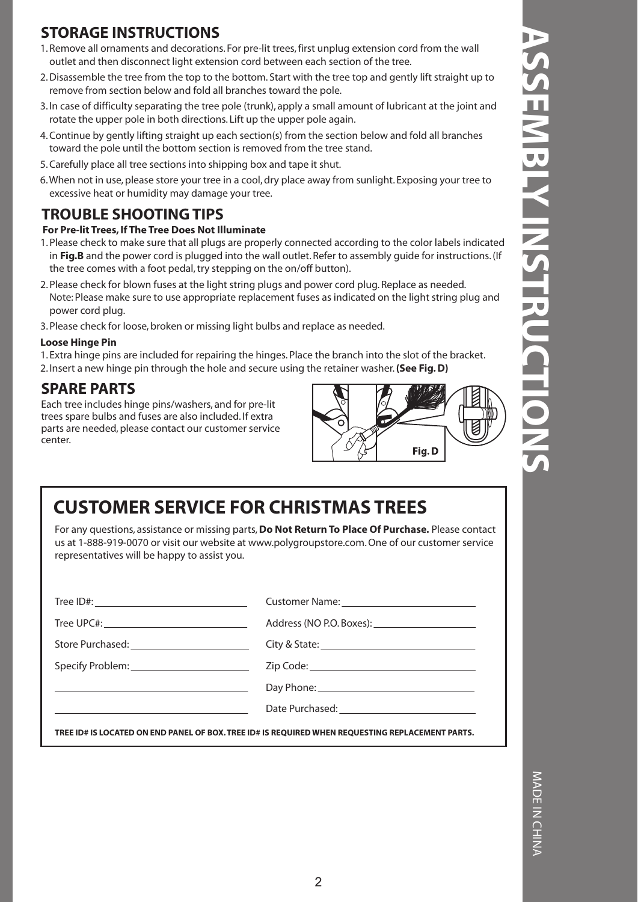## STORAGE INSTRUCTIONS

1. Remove all ornaments and decorations. For pre-lit trees, first unplug extension cord from the wall outlet and then disconnect light extension cord between each section of the tree.
2. Disassemble the tree from the top to the bottom. Start with the tree top and gently lift straight up to remove from section below and fold all branches toward the pole.
3. In case of difficulty separating the tree pole (trunk), apply a small amount of lubricant at the joint and rotate the upper pole in both directions. Lift up the upper pole again.
4. Continue by gently lifting straight up each section(s) from the section below and fold all branches toward the pole until the bottom section is removed from the tree stand.
5. Carefully place all tree sections into shipping box and tape it shut.
6. When not in use, please store your tree in a cool, dry place away from sunlight. Exposing your tree to excessive heat or humidity may damage your tree.

## TROUBLE SHOOTING TIPS

**For Pre-lit Trees, If The Tree Does Not Illuminate**

1. Please check to make sure that all plugs are properly connected according to the color labels indicated in **Fig.B** and the power cord is plugged into the wall outlet. Refer to assembly guide for instructions. (If the tree comes with a foot pedal, try stepping on the on/off button).
2. Please check for blown fuses at the light string plugs and power cord plug. Replace as needed. Note: Please make sure to use appropriate replacement fuses as indicated on the light string plug and power cord plug.
3. Please check for loose, broken or missing light bulbs and replace as needed.

**Loose Hinge Pin**

1. Extra hinge pins are included for repairing the hinges. Place the branch into the slot of the bracket.
2. Insert a new hinge pin through the hole and secure using the retainer washer. **(See Fig. D)**

## SPARE PARTS

Each tree includes hinge pins/washers, and for pre-lit trees spare bulbs and fuses are also included. If extra parts are needed, please contact our customer service center.

Fig. D

## CUSTOMER SERVICE FOR CHRISTMAS TREES

For any questions, assistance or missing parts, **Do Not Return To Place Of Purchase.** Please contact us at 1-888-919-0070 or visit our website at www.polygroupstore.com. One of our customer service representatives will be happy to assist you.

Tree ID#: \_\_\_\_\_\_\_\_\_\_\_\_\_\_\_\_

Tree UPC#: \_\_\_\_\_\_\_\_\_\_\_\_\_\_\_\_

Store Purchased: \_\_\_\_\_\_\_\_\_\_\_\_\_\_\_\_

Specify Problem: \_\_\_\_\_\_\_\_\_\_\_\_\_\_\_\_

Customer Name: \_\_\_\_\_\_\_\_\_\_\_\_\_\_\_\_

Address (NO P.O. Boxes): \_\_\_\_\_\_\_\_\_\_\_\_\_\_\_\_

City & State: \_\_\_\_\_\_\_\_\_\_\_\_\_\_\_\_

Zip Code: \_\_\_\_\_\_\_\_\_\_\_\_\_\_\_\_

Day Phone: \_\_\_\_\_\_\_\_\_\_\_\_\_\_\_\_

Date Purchased: \_\_\_\_\_\_\_\_\_\_\_\_\_\_\_\_

**TREE ID# IS LOCATED ON END PANEL OF BOX. TREE ID# IS REQUIRED WHEN REQUESTING REPLACEMENT PARTS.**

ASSEMBLY INSTRUCTIONS

MADE IN CHINA